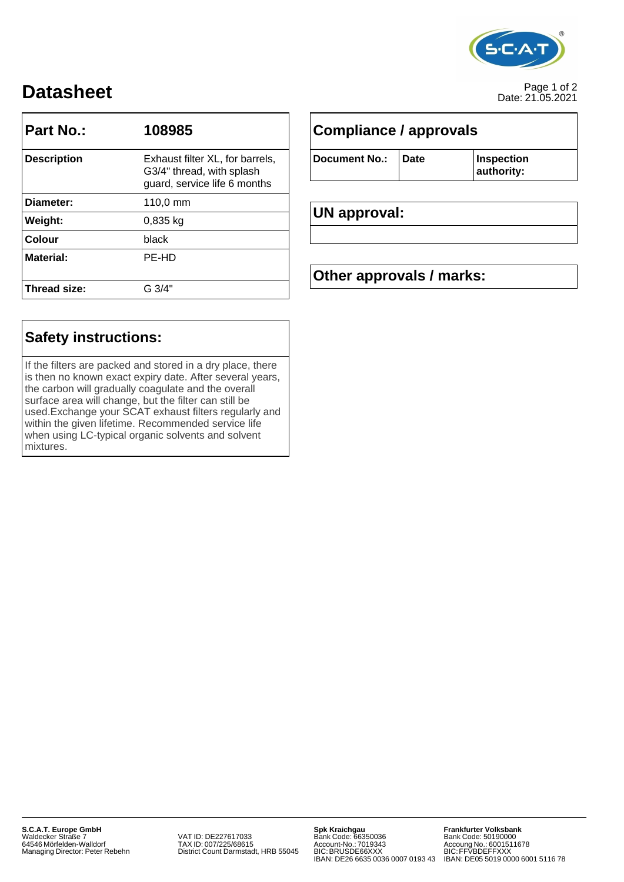# Datasheet

Date: 21.05.2021

| Part No.: | 108985 |
|---|---|
| **Description** | Exhaust filter XL, for barrels, G3/4" thread, with splash guard, service life 6 months |
| **Diameter:** | 110,0 mm |
| **Weight:** | 0,835 kg |
| **Colour** | black |
| **Material:** | PE-HD |
| **Thread size:** | G 3/4" |

## Compliance / approvals

| Document No.: | Date | Inspection authority: |
|---|---|---|

## UN approval:

## Other approvals / marks:

## Safety instructions:

If the filters are packed and stored in a dry place, there is then no known exact expiry date. After several years, the carbon will gradually coagulate and the overall surface area will change, but the filter can still be used.Exchange your SCAT exhaust filters regularly and within the given lifetime. Recommended service life when using LC-typical organic solvents and solvent mixtures.

**S.C.A.T. Europe GmbH**
Waldecker Straße 7
64546 Mörfelden-Walldorf
Managing Director: Peter Rebehn

VAT ID: DE227617033
TAX ID: 007/225/68615
District Count Darmstadt, HRB 55045

**Spk Kraichgau**
Bank Code: 66350036
Account-No.: 7019343
BIC: BRUSDE66XXX
IBAN: DE26 6635 0036 0007 0193 43

**Frankfurter Volksbank**
Bank Code: 50190000
Accoung No.: 6001511678
BIC: FFVBDEFFXXX
IBAN: DE05 5019 0000 6001 5116 78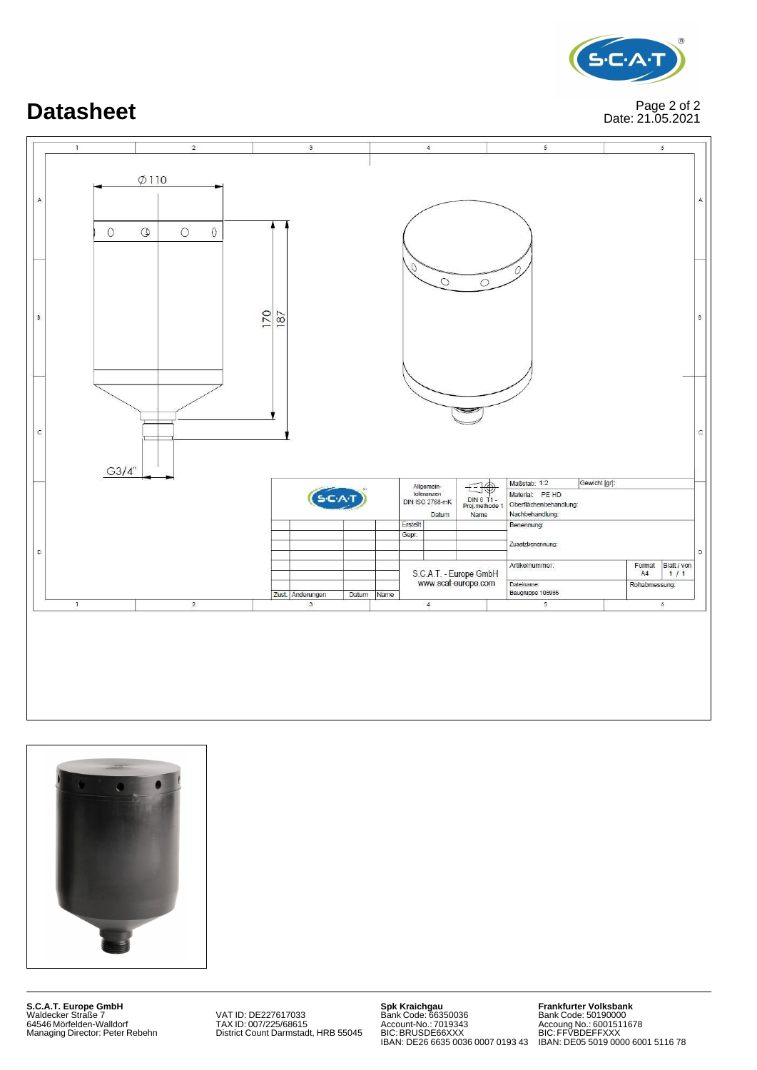# Datasheet

Date: 21.05.2021

Ø110

170

187

G3/4"

| | | | | | | |
|---|---|---|---|---|---|---|
| | | Allgemeintoleranzen DIN ISO 2768-mK | DIN 6 T1 - Proj.methode 1 | Maßstab: 1:2 | Gewicht [gr]: | |
| | | | | Material: PE HD | | |
| | | | | Oberflächenbehandlung: | | |
| | | Datum | Name | Nachbehandlung: | | |
| | | Erstellt | | Benennung: | | |
| | | Gepr. | | | | |
| | | | | Zusatzbenennung: | | |
| | | S.C.A.T. - Europe GmbH www.scat-europe.com | | Artikelnummer: | Format A4 | Blatt / von 1 / 1 |
| Zust. Änderungen | Datum | Name | | Dateiname: Baugruppe 108985 | Rohabmessung: | |

**S.C.A.T. Europe GmbH**
Waldecker Straße 7
64546 Mörfelden-Walldorf
Managing Director: Peter Rebehn

VAT ID: DE227617033
TAX ID: 007/225/68615
District Count Darmstadt, HRB 55045

**Spk Kraichgau**
Bank Code: 66350036
Account-No.: 7019343
BIC: BRUSDE66XXX
IBAN: DE26 6635 0036 0007 0193 43

**Frankfurter Volksbank**
Bank Code: 50190000
Accoung No.: 6001511678
BIC: FFVBDEFFXXX
IBAN: DE05 5019 0000 6001 5116 78